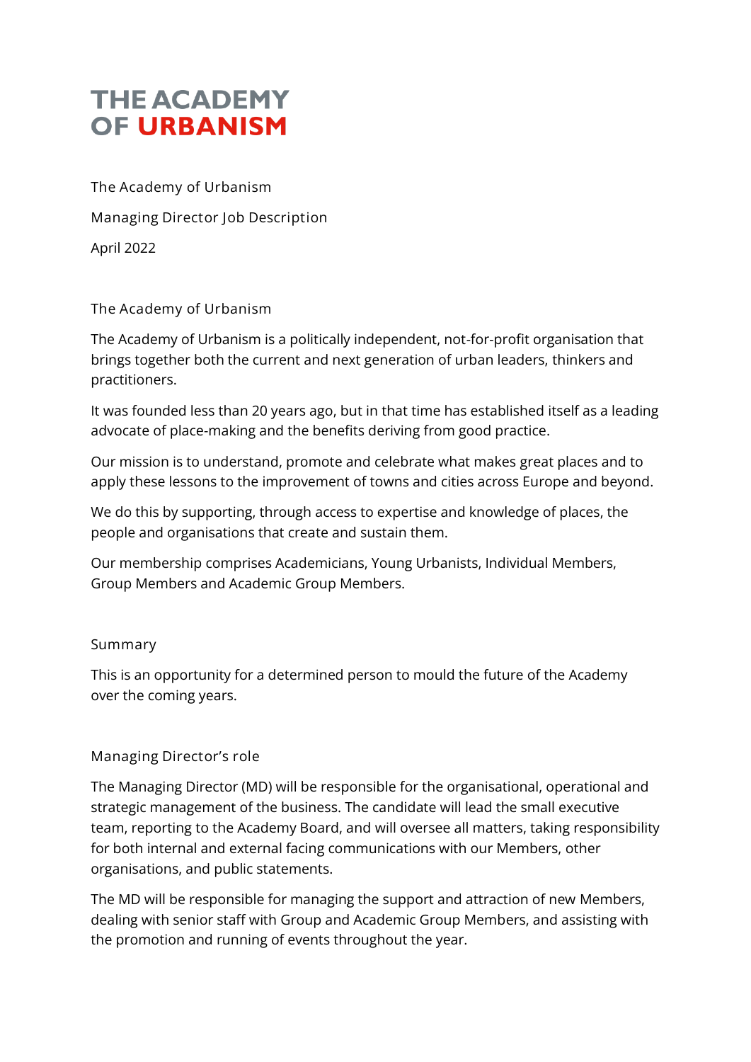# THE ACADEMY OF URBANISM

The Academy of Urbanism

Managing Director Job Description

April 2022

## The Academy of Urbanism

The Academy of Urbanism is a politically independent, not-for-profit organisation that brings together both the current and next generation of urban leaders, thinkers and practitioners.

It was founded less than 20 years ago, but in that time has established itself as a leading advocate of place-making and the benefits deriving from good practice.

Our mission is to understand, promote and celebrate what makes great places and to apply these lessons to the improvement of towns and cities across Europe and beyond.

We do this by supporting, through access to expertise and knowledge of places, the people and organisations that create and sustain them.

Our membership comprises Academicians, Young Urbanists, Individual Members, Group Members and Academic Group Members.

## Summary

This is an opportunity for a determined person to mould the future of the Academy over the coming years.

## Managing Director's role

The Managing Director (MD) will be responsible for the organisational, operational and strategic management of the business. The candidate will lead the small executive team, reporting to the Academy Board, and will oversee all matters, taking responsibility for both internal and external facing communications with our Members, other organisations, and public statements.

The MD will be responsible for managing the support and attraction of new Members, dealing with senior staff with Group and Academic Group Members, and assisting with the promotion and running of events throughout the year.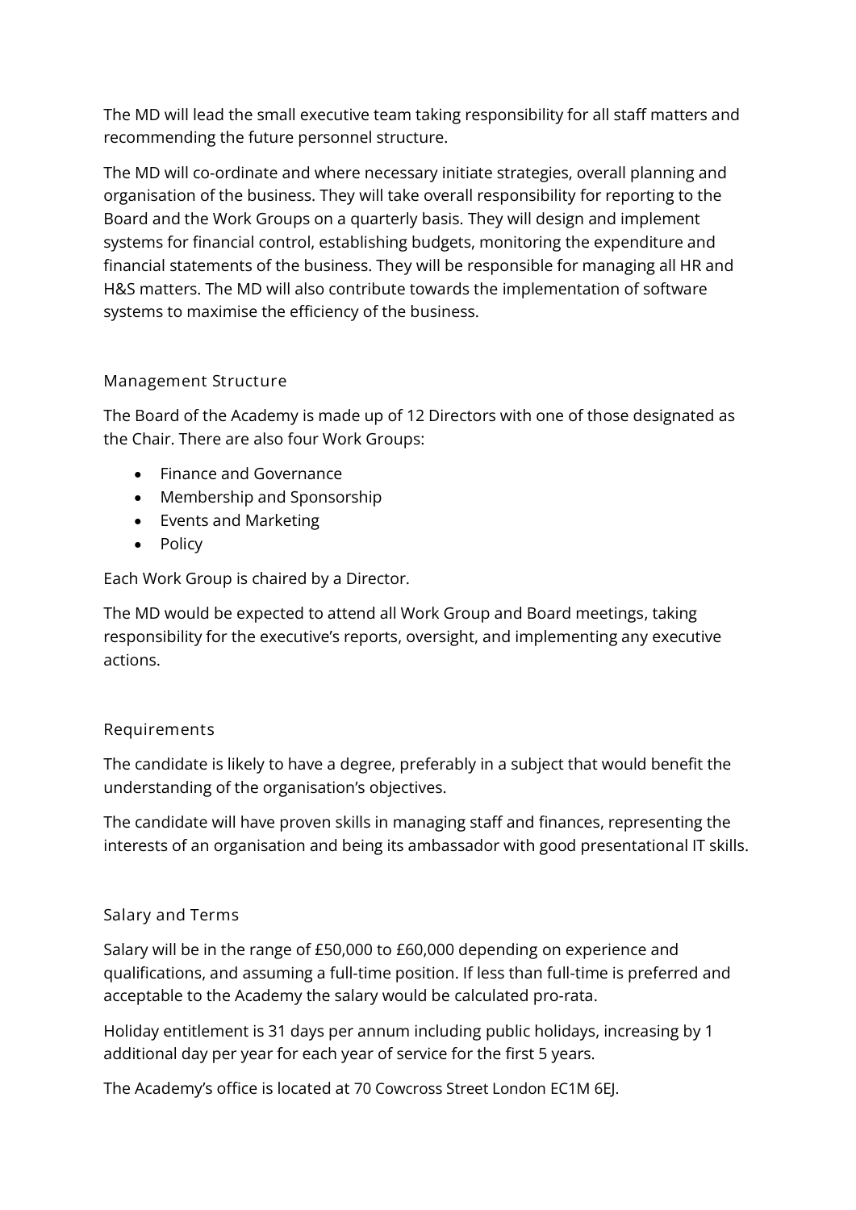The MD will lead the small executive team taking responsibility for all staff matters and recommending the future personnel structure.

The MD will co-ordinate and where necessary initiate strategies, overall planning and organisation of the business. They will take overall responsibility for reporting to the Board and the Work Groups on a quarterly basis. They will design and implement systems for financial control, establishing budgets, monitoring the expenditure and financial statements of the business. They will be responsible for managing all HR and H&S matters. The MD will also contribute towards the implementation of software systems to maximise the efficiency of the business.

## Management Structure

The Board of the Academy is made up of 12 Directors with one of those designated as the Chair. There are also four Work Groups:

- Finance and Governance
- Membership and Sponsorship
- Events and Marketing
- Policy

Each Work Group is chaired by a Director.

The MD would be expected to attend all Work Group and Board meetings, taking responsibility for the executive's reports, oversight, and implementing any executive actions.

## Requirements

The candidate is likely to have a degree, preferably in a subject that would benefit the understanding of the organisation's objectives.

The candidate will have proven skills in managing staff and finances, representing the interests of an organisation and being its ambassador with good presentational IT skills.

## Salary and Terms

Salary will be in the range of £50,000 to £60,000 depending on experience and qualifications, and assuming a full-time position. If less than full-time is preferred and acceptable to the Academy the salary would be calculated pro-rata.

Holiday entitlement is 31 days per annum including public holidays, increasing by 1 additional day per year for each year of service for the first 5 years.

The Academy's office is located at 70 Cowcross Street London EC1M 6EJ.